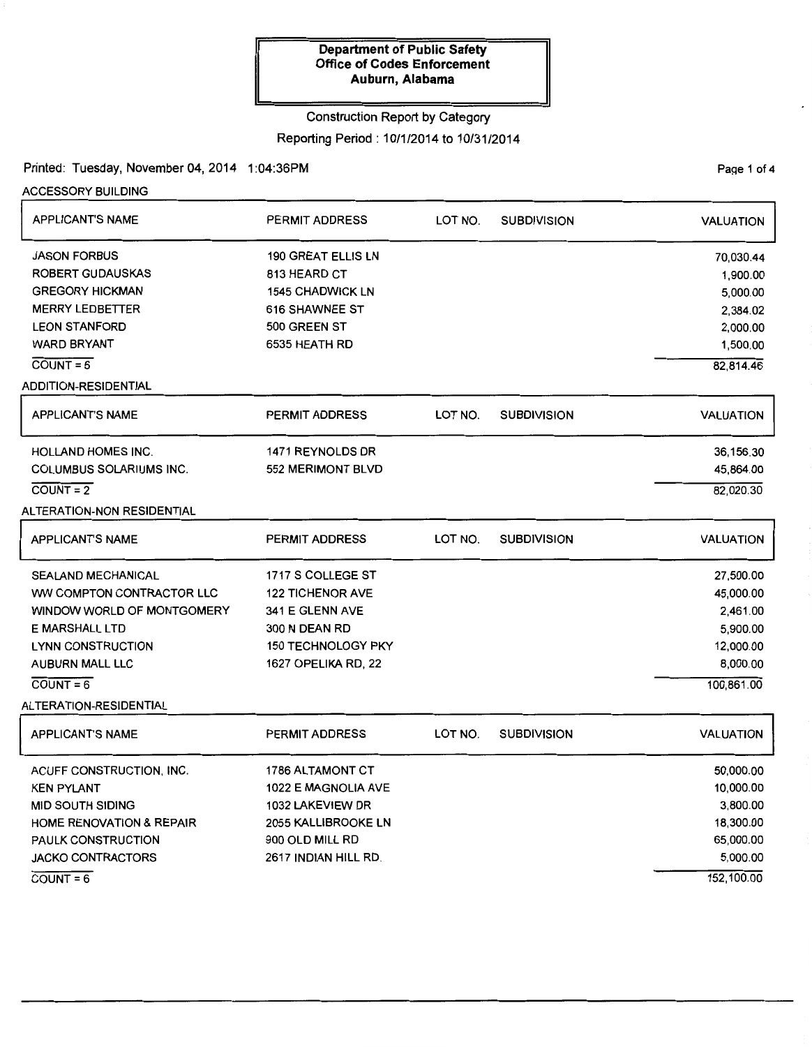**Department of Public Safety**
**Office of Codes Enforcement**
**Auburn, Alabama**

Construction Report by Category

Reporting Period : 10/1/2014 to 10/31/2014

Printed: Tuesday, November 04, 2014 1:04:36PM

## ACCESSORY BUILDING

| APPLICANT'S NAME | PERMIT ADDRESS | LOT NO. | SUBDIVISION | VALUATION |
|---|---|---|---|---|
| JASON FORBUS | 190 GREAT ELLIS LN | | | 70,030.44 |
| ROBERT GUDAUSKAS | 813 HEARD CT | | | 1,900.00 |
| GREGORY HICKMAN | 1545 CHADWICK LN | | | 5,000.00 |
| MERRY LEDBETTER | 616 SHAWNEE ST | | | 2,384.02 |
| LEON STANFORD | 500 GREEN ST | | | 2,000.00 |
| WARD BRYANT | 6535 HEATH RD | | | 1,500.00 |
| COUNT = 6 | | | | 82,814.46 |

## ADDITION-RESIDENTIAL

| APPLICANT'S NAME | PERMIT ADDRESS | LOT NO. | SUBDIVISION | VALUATION |
|---|---|---|---|---|
| HOLLAND HOMES INC. | 1471 REYNOLDS DR | | | 36,156.30 |
| COLUMBUS SOLARIUMS INC. | 552 MERIMONT BLVD | | | 45,864.00 |
| COUNT = 2 | | | | 82,020.30 |

## ALTERATION-NON RESIDENTIAL

| APPLICANT'S NAME | PERMIT ADDRESS | LOT NO. | SUBDIVISION | VALUATION |
|---|---|---|---|---|
| SEALAND MECHANICAL | 1717 S COLLEGE ST | | | 27,500.00 |
| WW COMPTON CONTRACTOR LLC | 122 TICHENOR AVE | | | 45,000.00 |
| WINDOW WORLD OF MONTGOMERY | 341 E GLENN AVE | | | 2,461.00 |
| E MARSHALL LTD | 300 N DEAN RD | | | 5,900.00 |
| LYNN CONSTRUCTION | 150 TECHNOLOGY PKY | | | 12,000.00 |
| AUBURN MALL LLC | 1627 OPELIKA RD, 22 | | | 8,000.00 |
| COUNT = 6 | | | | 100,861.00 |

## ALTERATION-RESIDENTIAL

| APPLICANT'S NAME | PERMIT ADDRESS | LOT NO. | SUBDIVISION | VALUATION |
|---|---|---|---|---|
| ACUFF CONSTRUCTION, INC. | 1786 ALTAMONT CT | | | 50,000.00 |
| KEN PYLANT | 1022 E MAGNOLIA AVE | | | 10,000.00 |
| MID SOUTH SIDING | 1032 LAKEVIEW DR | | | 3,800.00 |
| HOME RENOVATION & REPAIR | 2055 KALLIBROOKE LN | | | 18,300.00 |
| PAULK CONSTRUCTION | 900 OLD MILL RD | | | 65,000.00 |
| JACKO CONTRACTORS | 2617 INDIAN HILL RD. | | | 5,000.00 |
| COUNT = 6 | | | | 152,100.00 |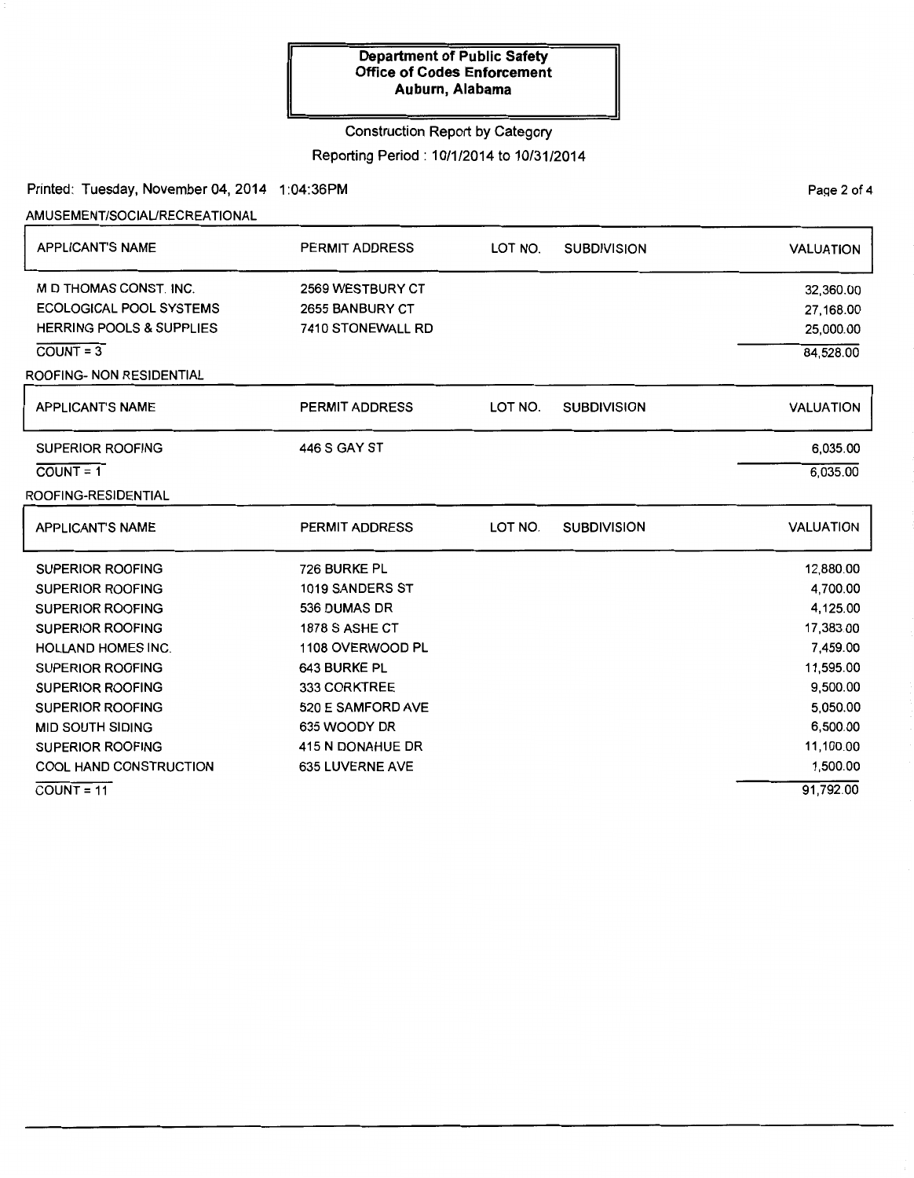**Department of Public Safety**
**Office of Codes Enforcement**
**Auburn, Alabama**

Construction Report by Category

Reporting Period : 10/1/2014 to 10/31/2014

Printed: Tuesday, November 04, 2014 1:04:36PM

AMUSEMENT/SOCIAL/RECREATIONAL

| APPLICANT'S NAME | PERMIT ADDRESS | LOT NO. | SUBDIVISION | VALUATION |
|---|---|---|---|---|
| M D THOMAS CONST. INC. | 2569 WESTBURY CT | | | 32,360.00 |
| ECOLOGICAL POOL SYSTEMS | 2655 BANBURY CT | | | 27,168.00 |
| HERRING POOLS & SUPPLIES | 7410 STONEWALL RD | | | 25,000.00 |
| COUNT = 3 | | | | 84,528.00 |

ROOFING- NON RESIDENTIAL

| APPLICANT'S NAME | PERMIT ADDRESS | LOT NO. | SUBDIVISION | VALUATION |
|---|---|---|---|---|
| SUPERIOR ROOFING | 446 S GAY ST | | | 6,035.00 |
| COUNT = 1 | | | | 6,035.00 |

ROOFING-RESIDENTIAL

| APPLICANT'S NAME | PERMIT ADDRESS | LOT NO. | SUBDIVISION | VALUATION |
|---|---|---|---|---|
| SUPERIOR ROOFING | 726 BURKE PL | | | 12,880.00 |
| SUPERIOR ROOFING | 1019 SANDERS ST | | | 4,700.00 |
| SUPERIOR ROOFING | 536 DUMAS DR | | | 4,125.00 |
| SUPERIOR ROOFING | 1878 S ASHE CT | | | 17,383.00 |
| HOLLAND HOMES INC. | 1108 OVERWOOD PL | | | 7,459.00 |
| SUPERIOR ROOFING | 643 BURKE PL | | | 11,595.00 |
| SUPERIOR ROOFING | 333 CORKTREE | | | 9,500.00 |
| SUPERIOR ROOFING | 520 E SAMFORD AVE | | | 5,050.00 |
| MID SOUTH SIDING | 635 WOODY DR | | | 6,500.00 |
| SUPERIOR ROOFING | 415 N DONAHUE DR | | | 11,100.00 |
| COOL HAND CONSTRUCTION | 635 LUVERNE AVE | | | 1,500.00 |
| COUNT = 11 | | | | 91,792.00 |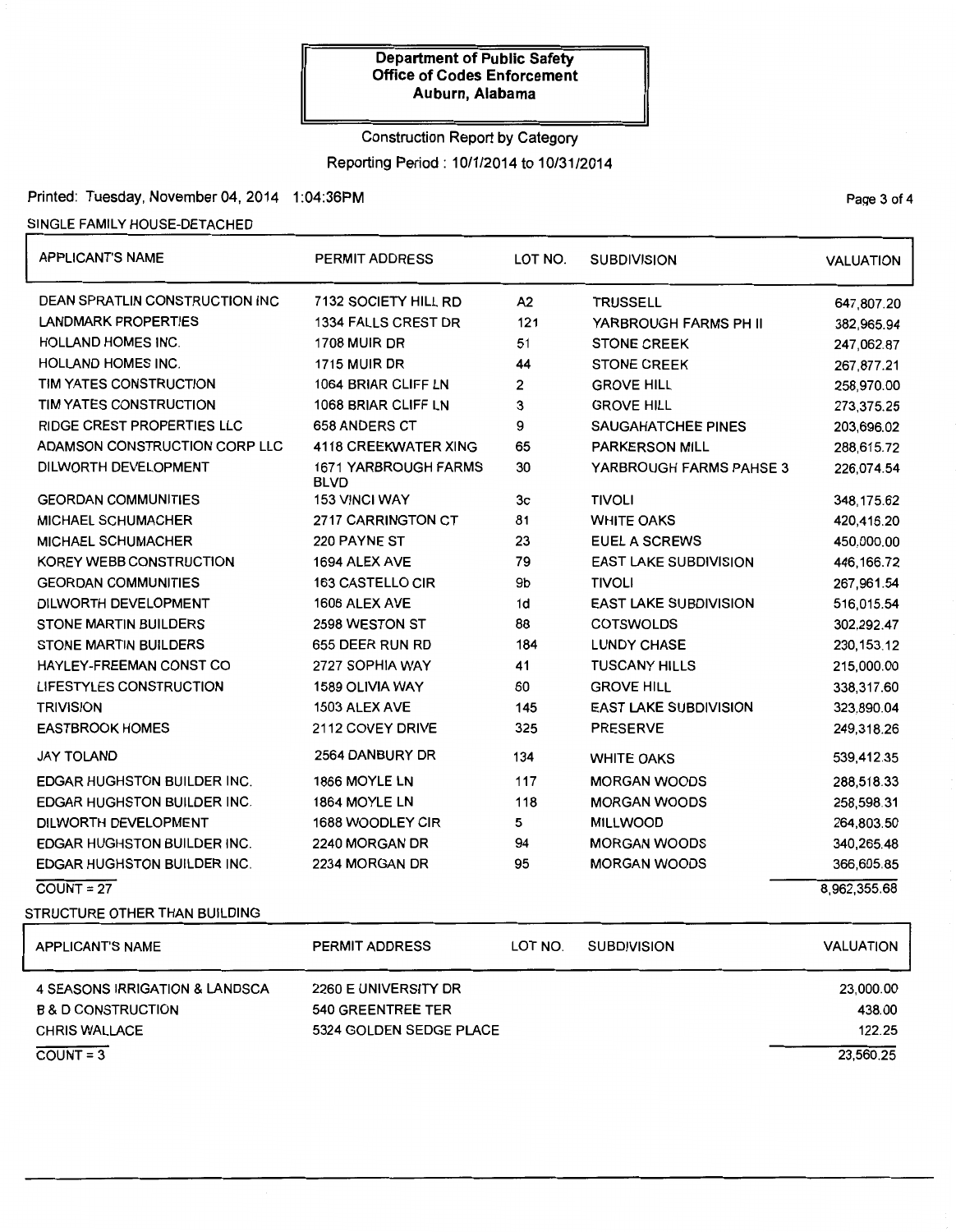**Department of Public Safety**
**Office of Codes Enforcement**
**Auburn, Alabama**

Construction Report by Category

Reporting Period : 10/1/2014 to 10/31/2014

Printed: Tuesday, November 04, 2014 1:04:36PM

SINGLE FAMILY HOUSE-DETACHED

| APPLICANT'S NAME | PERMIT ADDRESS | LOT NO. | SUBDIVISION | VALUATION |
|---|---|---|---|---|
| DEAN SPRATLIN CONSTRUCTION INC | 7132 SOCIETY HILL RD | A2 | TRUSSELL | 647,807.20 |
| LANDMARK PROPERTIES | 1334 FALLS CREST DR | 121 | YARBROUGH FARMS PH II | 382,965.94 |
| HOLLAND HOMES INC. | 1708 MUIR DR | 51 | STONE CREEK | 247,062.87 |
| HOLLAND HOMES INC. | 1715 MUIR DR | 44 | STONE CREEK | 267,877.21 |
| TIM YATES CONSTRUCTION | 1064 BRIAR CLIFF LN | 2 | GROVE HILL | 258,970.00 |
| TIM YATES CONSTRUCTION | 1068 BRIAR CLIFF LN | 3 | GROVE HILL | 273,375.25 |
| RIDGE CREST PROPERTIES LLC | 658 ANDERS CT | 9 | SAUGAHATCHEE PINES | 203,696.02 |
| ADAMSON CONSTRUCTION CORP LLC | 4118 CREEKWATER XING | 65 | PARKERSON MILL | 288,615.72 |
| DILWORTH DEVELOPMENT | 1671 YARBROUGH FARMS BLVD | 30 | YARBROUGH FARMS PAHSE 3 | 226,074.54 |
| GEORDAN COMMUNITIES | 153 VINCI WAY | 3c | TIVOLI | 348,175.62 |
| MICHAEL SCHUMACHER | 2717 CARRINGTON CT | 81 | WHITE OAKS | 420,416.20 |
| MICHAEL SCHUMACHER | 220 PAYNE ST | 23 | EUEL A SCREWS | 450,000.00 |
| KOREY WEBB CONSTRUCTION | 1694 ALEX AVE | 79 | EAST LAKE SUBDIVISION | 446,166.72 |
| GEORDAN COMMUNITIES | 163 CASTELLO CIR | 9b | TIVOLI | 267,961.54 |
| DILWORTH DEVELOPMENT | 1606 ALEX AVE | 1d | EAST LAKE SUBDIVISION | 516,015.54 |
| STONE MARTIN BUILDERS | 2598 WESTON ST | 88 | COTSWOLDS | 302,292.47 |
| STONE MARTIN BUILDERS | 655 DEER RUN RD | 184 | LUNDY CHASE | 230,153.12 |
| HAYLEY-FREEMAN CONST CO | 2727 SOPHIA WAY | 41 | TUSCANY HILLS | 215,000.00 |
| LIFESTYLES CONSTRUCTION | 1589 OLIVIA WAY | 60 | GROVE HILL | 338,317.60 |
| TRIVISION | 1503 ALEX AVE | 145 | EAST LAKE SUBDIVISION | 323,890.04 |
| EASTBROOK HOMES | 2112 COVEY DRIVE | 325 | PRESERVE | 249,318.26 |
| JAY TOLAND | 2564 DANBURY DR | 134 | WHITE OAKS | 539,412.35 |
| EDGAR HUGHSTON BUILDER INC. | 1866 MOYLE LN | 117 | MORGAN WOODS | 288,518.33 |
| EDGAR HUGHSTON BUILDER INC. | 1864 MOYLE LN | 118 | MORGAN WOODS | 258,598.31 |
| DILWORTH DEVELOPMENT | 1688 WOODLEY CIR | 5 | MILLWOOD | 264,803.50 |
| EDGAR HUGHSTON BUILDER INC. | 2240 MORGAN DR | 94 | MORGAN WOODS | 340,265.48 |
| EDGAR HUGHSTON BUILDER INC. | 2234 MORGAN DR | 95 | MORGAN WOODS | 366,605.85 |
| COUNT = 27 | | | | 8,962,355.68 |

STRUCTURE OTHER THAN BUILDING

| APPLICANT'S NAME | PERMIT ADDRESS | LOT NO. | SUBDIVISION | VALUATION |
|---|---|---|---|---|
| 4 SEASONS IRRIGATION & LANDSCA | 2260 E UNIVERSITY DR | | | 23,000.00 |
| B & D CONSTRUCTION | 540 GREENTREE TER | | | 438.00 |
| CHRIS WALLACE | 5324 GOLDEN SEDGE PLACE | | | 122.25 |
| COUNT = 3 | | | | 23,560.25 |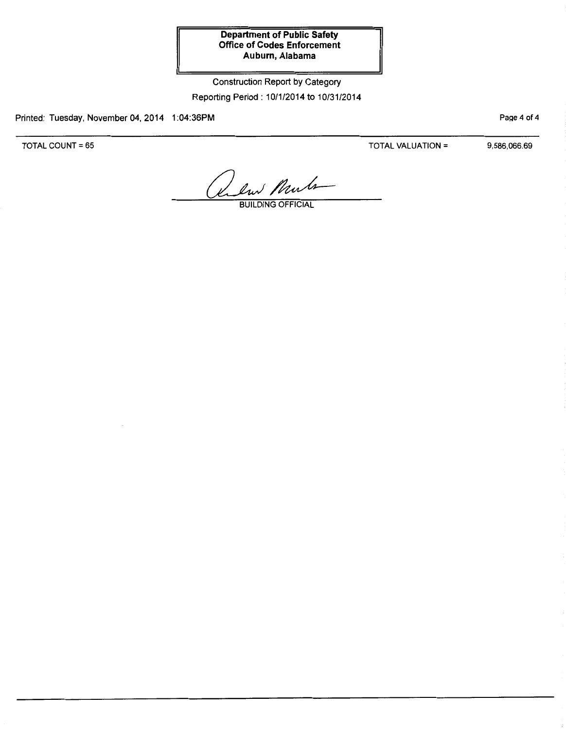**Department of Public Safety**
**Office of Codes Enforcement**
**Auburn, Alabama**

Construction Report by Category

Reporting Period : 10/1/2014 to 10/31/2014

Printed: Tuesday, November 04, 2014 1:04:36PM

TOTAL COUNT = 65

TOTAL VALUATION = 9,586,066.69

BUILDING OFFICIAL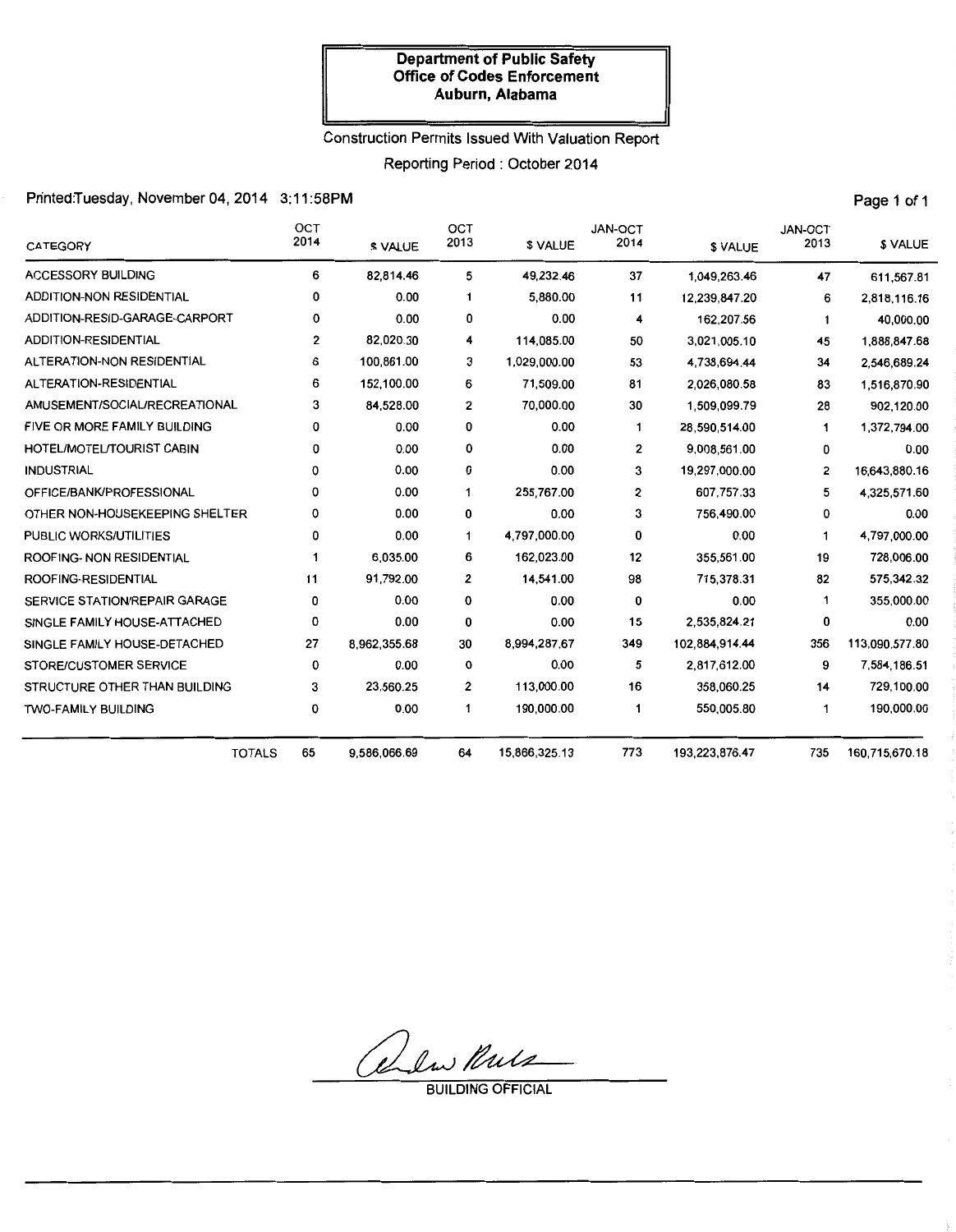**Department of Public Safety**
**Office of Codes Enforcement**
**Auburn, Alabama**

Construction Permits Issued With Valuation Report

Reporting Period : October 2014

Printed:Tuesday, November 04, 2014 3:11:58PM

| CATEGORY | OCT 2014 | $ VALUE | OCT 2013 | $ VALUE | JAN-OCT 2014 | $ VALUE | JAN-OCT 2013 | $ VALUE |
|---|---|---|---|---|---|---|---|---|
| ACCESSORY BUILDING | 6 | 82,814.46 | 5 | 49,232.46 | 37 | 1,049,263.46 | 47 | 611,567.81 |
| ADDITION-NON RESIDENTIAL | 0 | 0.00 | 1 | 5,880.00 | 11 | 12,239,847.20 | 6 | 2,818,116.16 |
| ADDITION-RESID-GARAGE-CARPORT | 0 | 0.00 | 0 | 0.00 | 4 | 162,207.56 | 1 | 40,000.00 |
| ADDITION-RESIDENTIAL | 2 | 82,020.30 | 4 | 114,085.00 | 50 | 3,021,005.10 | 45 | 1,888,847.68 |
| ALTERATION-NON RESIDENTIAL | 6 | 100,861.00 | 3 | 1,029,000.00 | 53 | 4,738,694.44 | 34 | 2,546,689.24 |
| ALTERATION-RESIDENTIAL | 6 | 152,100.00 | 6 | 71,509.00 | 81 | 2,026,080.58 | 83 | 1,516,870.90 |
| AMUSEMENT/SOCIAL/RECREATIONAL | 3 | 84,528.00 | 2 | 70,000.00 | 30 | 1,509,099.79 | 28 | 902,120.00 |
| FIVE OR MORE FAMILY BUILDING | 0 | 0.00 | 0 | 0.00 | 1 | 28,590,514.00 | 1 | 1,372,794.00 |
| HOTEL/MOTEL/TOURIST CABIN | 0 | 0.00 | 0 | 0.00 | 2 | 9,008,561.00 | 0 | 0.00 |
| INDUSTRIAL | 0 | 0.00 | 0 | 0.00 | 3 | 19,297,000.00 | 2 | 16,643,880.16 |
| OFFICE/BANK/PROFESSIONAL | 0 | 0.00 | 1 | 255,767.00 | 2 | 607,757.33 | 5 | 4,325,571.60 |
| OTHER NON-HOUSEKEEPING SHELTER | 0 | 0.00 | 0 | 0.00 | 3 | 756,490.00 | 0 | 0.00 |
| PUBLIC WORKS/UTILITIES | 0 | 0.00 | 1 | 4,797,000.00 | 0 | 0.00 | 1 | 4,797,000.00 |
| ROOFING- NON RESIDENTIAL | 1 | 6,035.00 | 6 | 162,023.00 | 12 | 355,561.00 | 19 | 728,006.00 |
| ROOFING-RESIDENTIAL | 11 | 91,792.00 | 2 | 14,541.00 | 98 | 715,378.31 | 82 | 575,342.32 |
| SERVICE STATION/REPAIR GARAGE | 0 | 0.00 | 0 | 0.00 | 0 | 0.00 | 1 | 355,000.00 |
| SINGLE FAMILY HOUSE-ATTACHED | 0 | 0.00 | 0 | 0.00 | 15 | 2,535,824.21 | 0 | 0.00 |
| SINGLE FAMILY HOUSE-DETACHED | 27 | 8,962,355.68 | 30 | 8,994,287.67 | 349 | 102,884,914.44 | 356 | 113,090,577.80 |
| STORE/CUSTOMER SERVICE | 0 | 0.00 | 0 | 0.00 | 5 | 2,817,612.00 | 9 | 7,584,186.51 |
| STRUCTURE OTHER THAN BUILDING | 3 | 23,560.25 | 2 | 113,000.00 | 16 | 358,060.25 | 14 | 729,100.00 |
| TWO-FAMILY BUILDING | 0 | 0.00 | 1 | 190,000.00 | 1 | 550,005.80 | 1 | 190,000.00 |
| TOTALS | 65 | 9,586,066.69 | 64 | 15,866,325.13 | 773 | 193,223,876.47 | 735 | 160,715,670.18 |

BUILDING OFFICIAL